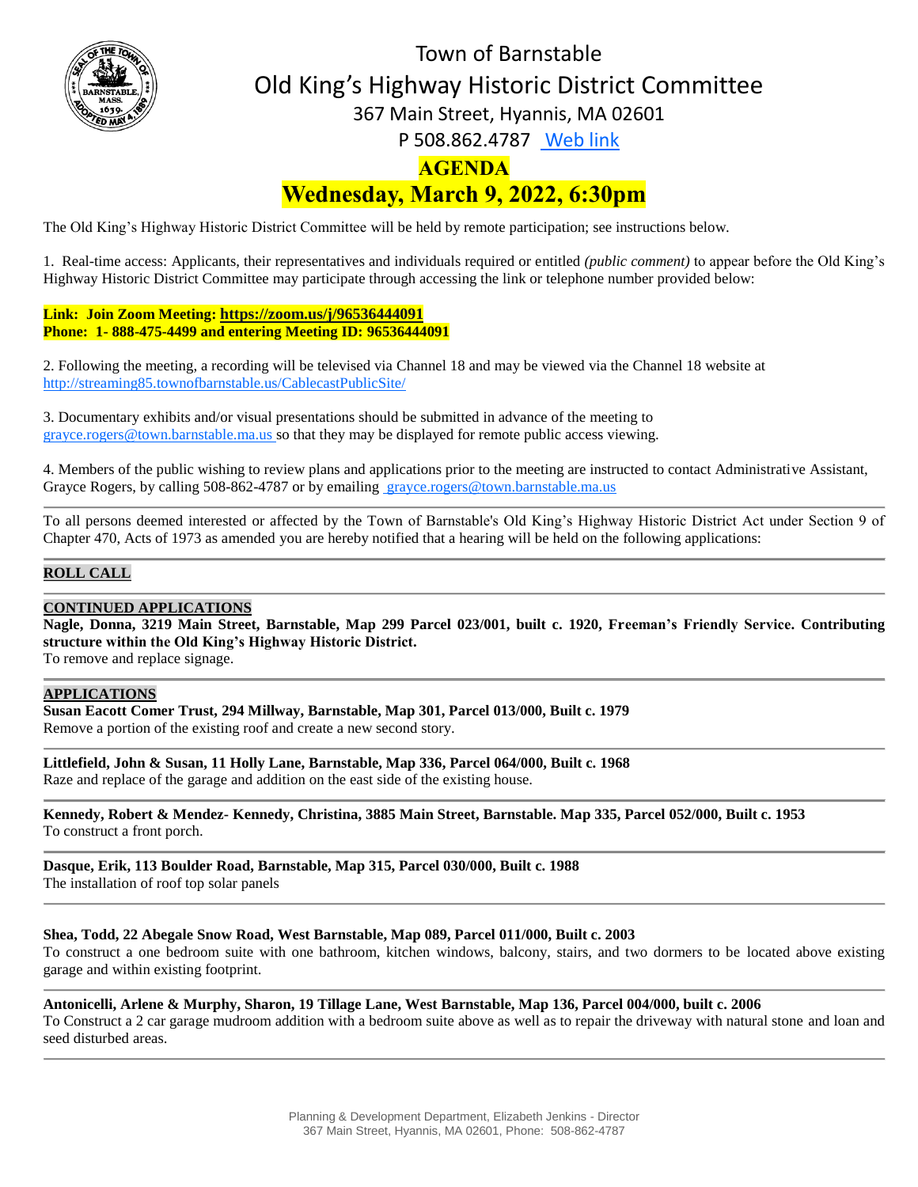# Town of Barnstable

## Old King's Highway Historic District Committee

367 Main Street, Hyannis, MA 02601

P 508.862.4787 [Web link]

## AGENDA

## Wednesday, March 9, 2022, 6:30pm

The Old King's Highway Historic District Committee will be held by remote participation; see instructions below.

1. Real-time access: Applicants, their representatives and individuals required or entitled *(public comment)* to appear before the Old King's Highway Historic District Committee may participate through accessing the link or telephone number provided below:

**Link: Join Zoom Meeting: https://zoom.us/j/96536444091**
**Phone: 1- 888-475-4499 and entering Meeting ID: 96536444091**

2. Following the meeting, a recording will be televised via Channel 18 and may be viewed via the Channel 18 website at http://streaming85.townofbarnstable.us/CablecastPublicSite/

3. Documentary exhibits and/or visual presentations should be submitted in advance of the meeting to grayce.rogers@town.barnstable.ma.us so that they may be displayed for remote public access viewing.

4. Members of the public wishing to review plans and applications prior to the meeting are instructed to contact Administrative Assistant, Grayce Rogers, by calling 508-862-4787 or by emailing grayce.rogers@town.barnstable.ma.us

---

To all persons deemed interested or affected by the Town of Barnstable's Old King's Highway Historic District Act under Section 9 of Chapter 470, Acts of 1973 as amended you are hereby notified that a hearing will be held on the following applications:

---

**ROLL CALL**

---

**CONTINUED APPLICATIONS**

**Nagle, Donna, 3219 Main Street, Barnstable, Map 299 Parcel 023/001, built c. 1920, Freeman's Friendly Service. Contributing structure within the Old King's Highway Historic District.**
To remove and replace signage.

---

**APPLICATIONS**

**Susan Eacott Comer Trust, 294 Millway, Barnstable, Map 301, Parcel 013/000, Built c. 1979**
Remove a portion of the existing roof and create a new second story.

---

**Littlefield, John & Susan, 11 Holly Lane, Barnstable, Map 336, Parcel 064/000, Built c. 1968**
Raze and replace of the garage and addition on the east side of the existing house.

---

**Kennedy, Robert & Mendez- Kennedy, Christina, 3885 Main Street, Barnstable. Map 335, Parcel 052/000, Built c. 1953**
To construct a front porch.

---

**Dasque, Erik, 113 Boulder Road, Barnstable, Map 315, Parcel 030/000, Built c. 1988**
The installation of roof top solar panels

---

**Shea, Todd, 22 Abegale Snow Road, West Barnstable, Map 089, Parcel 011/000, Built c. 2003**
To construct a one bedroom suite with one bathroom, kitchen windows, balcony, stairs, and two dormers to be located above existing garage and within existing footprint.

---

**Antonicelli, Arlene & Murphy, Sharon, 19 Tillage Lane, West Barnstable, Map 136, Parcel 004/000, built c. 2006**
To Construct a 2 car garage mudroom addition with a bedroom suite above as well as to repair the driveway with natural stone and loan and seed disturbed areas.

---

Planning & Development Department, Elizabeth Jenkins - Director
367 Main Street, Hyannis, MA 02601, Phone: 508-862-4787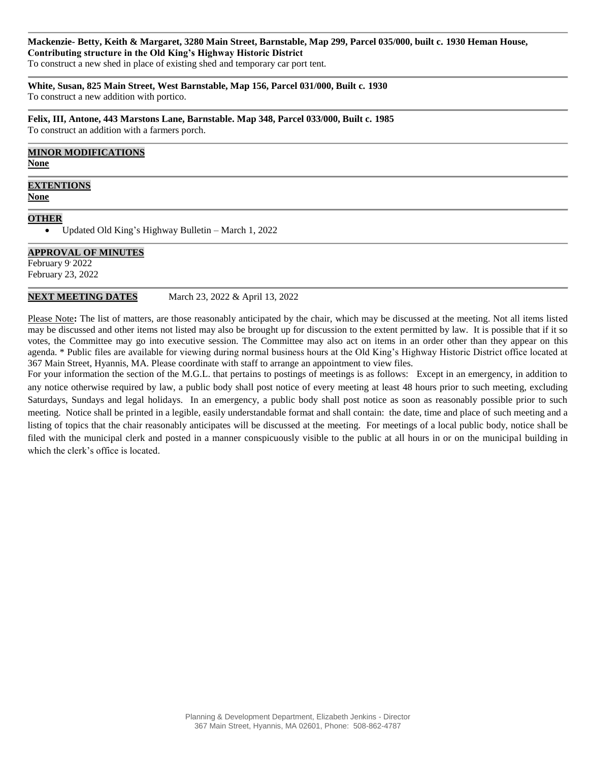**Mackenzie- Betty, Keith & Margaret, 3280 Main Street, Barnstable, Map 299, Parcel 035/000, built c. 1930 Heman House, Contributing structure in the Old King's Highway Historic District**
To construct a new shed in place of existing shed and temporary car port tent.

**White, Susan, 825 Main Street, West Barnstable, Map 156, Parcel 031/000, Built c. 1930**
To construct a new addition with portico.

**Felix, III, Antone, 443 Marstons Lane, Barnstable. Map 348, Parcel 033/000, Built c. 1985**
To construct an addition with a farmers porch.

**MINOR MODIFICATIONS**
**None**

**EXTENTIONS**
**None**

**OTHER**

- Updated Old King's Highway Bulletin – March 1, 2022

**APPROVAL OF MINUTES**
February 9, 2022
February 23, 2022

**NEXT MEETING DATES** March 23, 2022 & April 13, 2022

Please Note**:** The list of matters, are those reasonably anticipated by the chair, which may be discussed at the meeting. Not all items listed may be discussed and other items not listed may also be brought up for discussion to the extent permitted by law. It is possible that if it so votes, the Committee may go into executive session. The Committee may also act on items in an order other than they appear on this agenda. * Public files are available for viewing during normal business hours at the Old King's Highway Historic District office located at 367 Main Street, Hyannis, MA. Please coordinate with staff to arrange an appointment to view files.
For your information the section of the M.G.L. that pertains to postings of meetings is as follows: Except in an emergency, in addition to any notice otherwise required by law, a public body shall post notice of every meeting at least 48 hours prior to such meeting, excluding Saturdays, Sundays and legal holidays. In an emergency, a public body shall post notice as soon as reasonably possible prior to such meeting. Notice shall be printed in a legible, easily understandable format and shall contain: the date, time and place of such meeting and a listing of topics that the chair reasonably anticipates will be discussed at the meeting. For meetings of a local public body, notice shall be filed with the municipal clerk and posted in a manner conspicuously visible to the public at all hours in or on the municipal building in which the clerk's office is located.